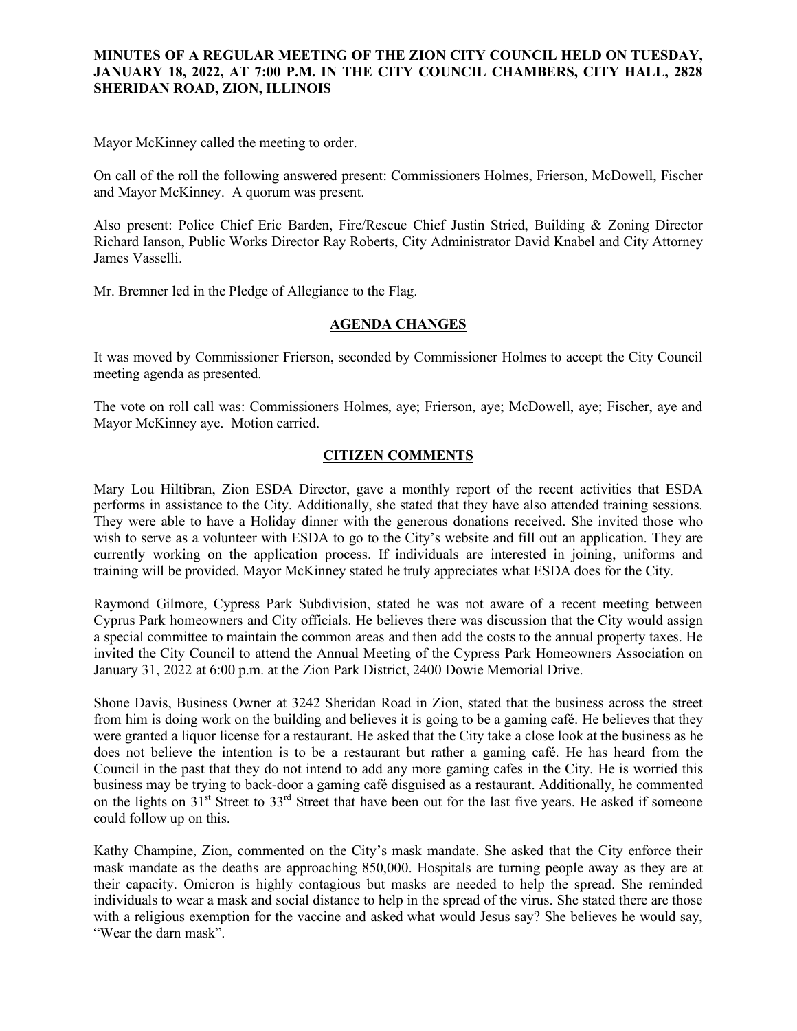**MINUTES OF A REGULAR MEETING OF THE ZION CITY COUNCIL HELD ON TUESDAY, JANUARY 18, 2022, AT 7:00 P.M. IN THE CITY COUNCIL CHAMBERS, CITY HALL, 2828 SHERIDAN ROAD, ZION, ILLINOIS**

Mayor McKinney called the meeting to order.

On call of the roll the following answered present: Commissioners Holmes, Frierson, McDowell, Fischer and Mayor McKinney. A quorum was present.

Also present: Police Chief Eric Barden, Fire/Rescue Chief Justin Stried, Building & Zoning Director Richard Ianson, Public Works Director Ray Roberts, City Administrator David Knabel and City Attorney James Vasselli.

Mr. Bremner led in the Pledge of Allegiance to the Flag.

## AGENDA CHANGES

It was moved by Commissioner Frierson, seconded by Commissioner Holmes to accept the City Council meeting agenda as presented.

The vote on roll call was: Commissioners Holmes, aye; Frierson, aye; McDowell, aye; Fischer, aye and Mayor McKinney aye. Motion carried.

## CITIZEN COMMENTS

Mary Lou Hiltibran, Zion ESDA Director, gave a monthly report of the recent activities that ESDA performs in assistance to the City. Additionally, she stated that they have also attended training sessions. They were able to have a Holiday dinner with the generous donations received. She invited those who wish to serve as a volunteer with ESDA to go to the City's website and fill out an application. They are currently working on the application process. If individuals are interested in joining, uniforms and training will be provided. Mayor McKinney stated he truly appreciates what ESDA does for the City.

Raymond Gilmore, Cypress Park Subdivision, stated he was not aware of a recent meeting between Cyprus Park homeowners and City officials. He believes there was discussion that the City would assign a special committee to maintain the common areas and then add the costs to the annual property taxes. He invited the City Council to attend the Annual Meeting of the Cypress Park Homeowners Association on January 31, 2022 at 6:00 p.m. at the Zion Park District, 2400 Dowie Memorial Drive.

Shone Davis, Business Owner at 3242 Sheridan Road in Zion, stated that the business across the street from him is doing work on the building and believes it is going to be a gaming café. He believes that they were granted a liquor license for a restaurant. He asked that the City take a close look at the business as he does not believe the intention is to be a restaurant but rather a gaming café. He has heard from the Council in the past that they do not intend to add any more gaming cafes in the City. He is worried this business may be trying to back-door a gaming café disguised as a restaurant. Additionally, he commented on the lights on 31st Street to 33rd Street that have been out for the last five years. He asked if someone could follow up on this.

Kathy Champine, Zion, commented on the City's mask mandate. She asked that the City enforce their mask mandate as the deaths are approaching 850,000. Hospitals are turning people away as they are at their capacity. Omicron is highly contagious but masks are needed to help the spread. She reminded individuals to wear a mask and social distance to help in the spread of the virus. She stated there are those with a religious exemption for the vaccine and asked what would Jesus say? She believes he would say, "Wear the darn mask".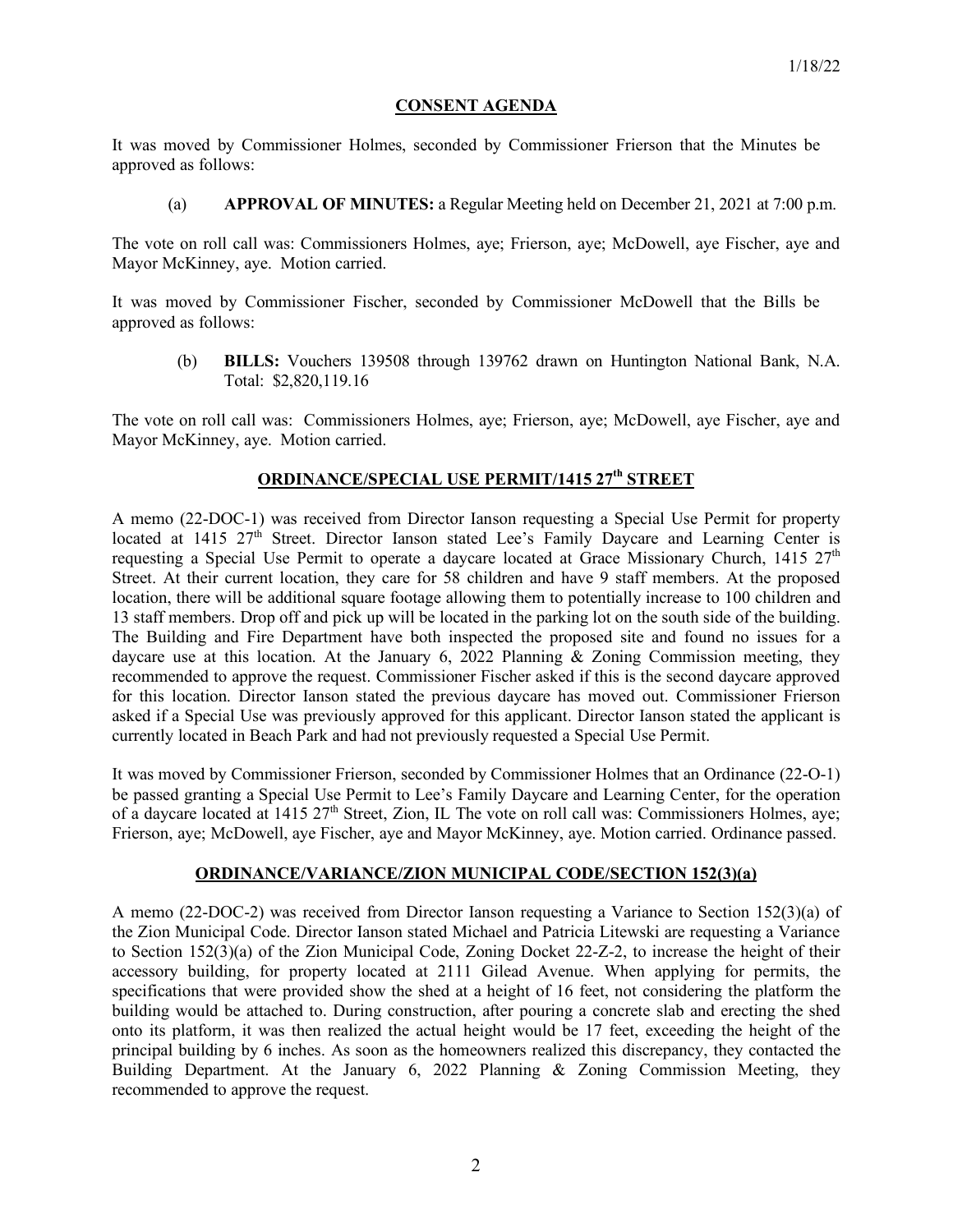## CONSENT AGENDA

It was moved by Commissioner Holmes, seconded by Commissioner Frierson that the Minutes be approved as follows:

(a) **APPROVAL OF MINUTES:** a Regular Meeting held on December 21, 2021 at 7:00 p.m.

The vote on roll call was: Commissioners Holmes, aye; Frierson, aye; McDowell, aye Fischer, aye and Mayor McKinney, aye. Motion carried.

It was moved by Commissioner Fischer, seconded by Commissioner McDowell that the Bills be approved as follows:

(b) **BILLS:** Vouchers 139508 through 139762 drawn on Huntington National Bank, N.A. Total: $2,820,119.16

The vote on roll call was: Commissioners Holmes, aye; Frierson, aye; McDowell, aye Fischer, aye and Mayor McKinney, aye. Motion carried.

## ORDINANCE/SPECIAL USE PERMIT/1415 27th STREET

A memo (22-DOC-1) was received from Director Ianson requesting a Special Use Permit for property located at 1415 27th Street. Director Ianson stated Lee's Family Daycare and Learning Center is requesting a Special Use Permit to operate a daycare located at Grace Missionary Church, 1415 27th Street. At their current location, they care for 58 children and have 9 staff members. At the proposed location, there will be additional square footage allowing them to potentially increase to 100 children and 13 staff members. Drop off and pick up will be located in the parking lot on the south side of the building. The Building and Fire Department have both inspected the proposed site and found no issues for a daycare use at this location. At the January 6, 2022 Planning & Zoning Commission meeting, they recommended to approve the request. Commissioner Fischer asked if this is the second daycare approved for this location. Director Ianson stated the previous daycare has moved out. Commissioner Frierson asked if a Special Use was previously approved for this applicant. Director Ianson stated the applicant is currently located in Beach Park and had not previously requested a Special Use Permit.

It was moved by Commissioner Frierson, seconded by Commissioner Holmes that an Ordinance (22-O-1) be passed granting a Special Use Permit to Lee's Family Daycare and Learning Center, for the operation of a daycare located at 1415 27th Street, Zion, IL The vote on roll call was: Commissioners Holmes, aye; Frierson, aye; McDowell, aye Fischer, aye and Mayor McKinney, aye. Motion carried. Ordinance passed.

## ORDINANCE/VARIANCE/ZION MUNICIPAL CODE/SECTION 152(3)(a)

A memo (22-DOC-2) was received from Director Ianson requesting a Variance to Section 152(3)(a) of the Zion Municipal Code. Director Ianson stated Michael and Patricia Litewski are requesting a Variance to Section 152(3)(a) of the Zion Municipal Code, Zoning Docket 22-Z-2, to increase the height of their accessory building, for property located at 2111 Gilead Avenue. When applying for permits, the specifications that were provided show the shed at a height of 16 feet, not considering the platform the building would be attached to. During construction, after pouring a concrete slab and erecting the shed onto its platform, it was then realized the actual height would be 17 feet, exceeding the height of the principal building by 6 inches. As soon as the homeowners realized this discrepancy, they contacted the Building Department. At the January 6, 2022 Planning & Zoning Commission Meeting, they recommended to approve the request.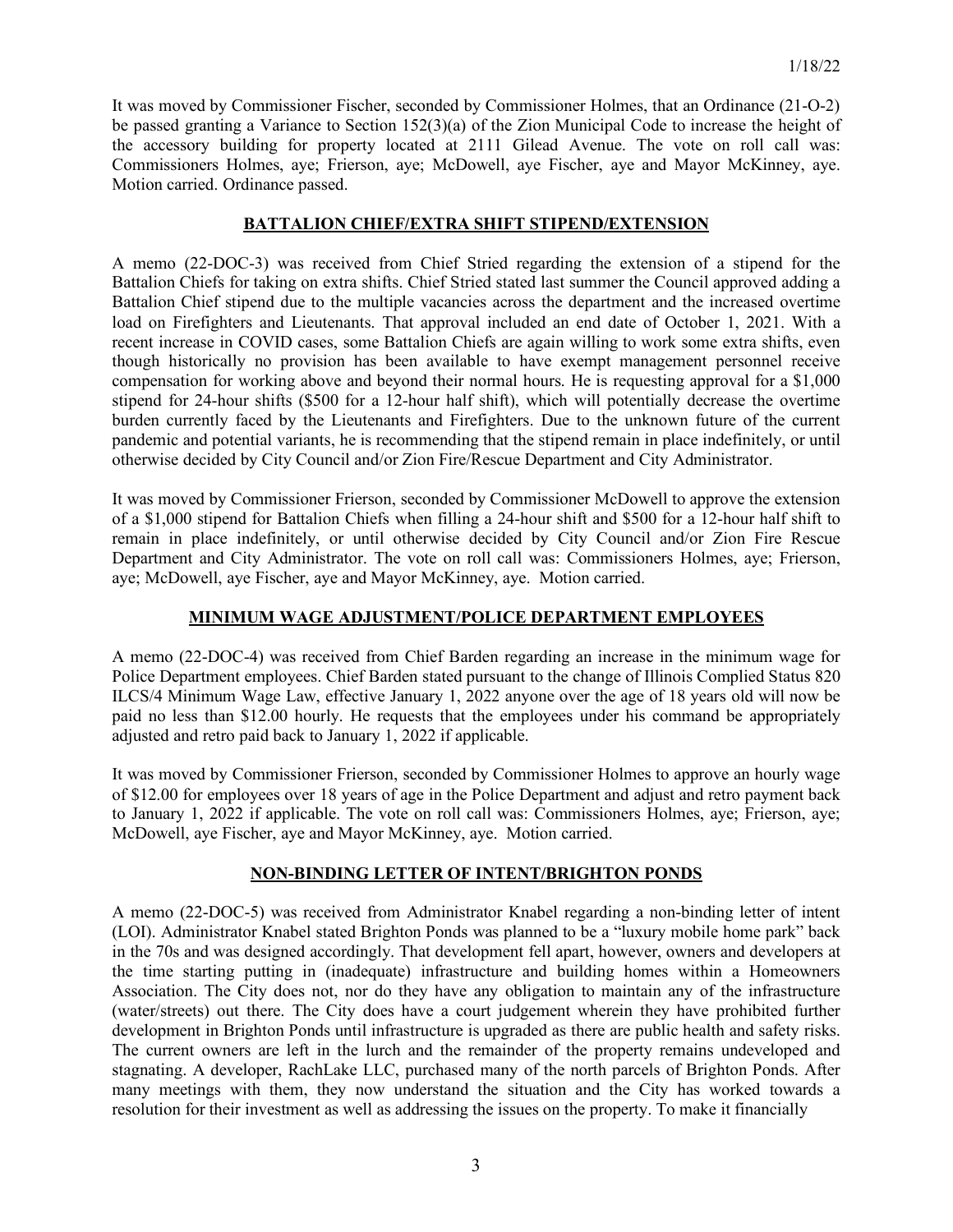It was moved by Commissioner Fischer, seconded by Commissioner Holmes, that an Ordinance (21-O-2) be passed granting a Variance to Section 152(3)(a) of the Zion Municipal Code to increase the height of the accessory building for property located at 2111 Gilead Avenue. The vote on roll call was: Commissioners Holmes, aye; Frierson, aye; McDowell, aye Fischer, aye and Mayor McKinney, aye. Motion carried. Ordinance passed.

## BATTALION CHIEF/EXTRA SHIFT STIPEND/EXTENSION

A memo (22-DOC-3) was received from Chief Stried regarding the extension of a stipend for the Battalion Chiefs for taking on extra shifts. Chief Stried stated last summer the Council approved adding a Battalion Chief stipend due to the multiple vacancies across the department and the increased overtime load on Firefighters and Lieutenants. That approval included an end date of October 1, 2021. With a recent increase in COVID cases, some Battalion Chiefs are again willing to work some extra shifts, even though historically no provision has been available to have exempt management personnel receive compensation for working above and beyond their normal hours. He is requesting approval for a $1,000 stipend for 24-hour shifts ($500 for a 12-hour half shift), which will potentially decrease the overtime burden currently faced by the Lieutenants and Firefighters. Due to the unknown future of the current pandemic and potential variants, he is recommending that the stipend remain in place indefinitely, or until otherwise decided by City Council and/or Zion Fire/Rescue Department and City Administrator.

It was moved by Commissioner Frierson, seconded by Commissioner McDowell to approve the extension of a $1,000 stipend for Battalion Chiefs when filling a 24-hour shift and $500 for a 12-hour half shift to remain in place indefinitely, or until otherwise decided by City Council and/or Zion Fire Rescue Department and City Administrator. The vote on roll call was: Commissioners Holmes, aye; Frierson, aye; McDowell, aye Fischer, aye and Mayor McKinney, aye. Motion carried.

## MINIMUM WAGE ADJUSTMENT/POLICE DEPARTMENT EMPLOYEES

A memo (22-DOC-4) was received from Chief Barden regarding an increase in the minimum wage for Police Department employees. Chief Barden stated pursuant to the change of Illinois Complied Status 820 ILCS/4 Minimum Wage Law, effective January 1, 2022 anyone over the age of 18 years old will now be paid no less than $12.00 hourly. He requests that the employees under his command be appropriately adjusted and retro paid back to January 1, 2022 if applicable.

It was moved by Commissioner Frierson, seconded by Commissioner Holmes to approve an hourly wage of $12.00 for employees over 18 years of age in the Police Department and adjust and retro payment back to January 1, 2022 if applicable. The vote on roll call was: Commissioners Holmes, aye; Frierson, aye; McDowell, aye Fischer, aye and Mayor McKinney, aye. Motion carried.

## NON-BINDING LETTER OF INTENT/BRIGHTON PONDS

A memo (22-DOC-5) was received from Administrator Knabel regarding a non-binding letter of intent (LOI). Administrator Knabel stated Brighton Ponds was planned to be a "luxury mobile home park" back in the 70s and was designed accordingly. That development fell apart, however, owners and developers at the time starting putting in (inadequate) infrastructure and building homes within a Homeowners Association. The City does not, nor do they have any obligation to maintain any of the infrastructure (water/streets) out there. The City does have a court judgement wherein they have prohibited further development in Brighton Ponds until infrastructure is upgraded as there are public health and safety risks. The current owners are left in the lurch and the remainder of the property remains undeveloped and stagnating. A developer, RachLake LLC, purchased many of the north parcels of Brighton Ponds. After many meetings with them, they now understand the situation and the City has worked towards a resolution for their investment as well as addressing the issues on the property. To make it financially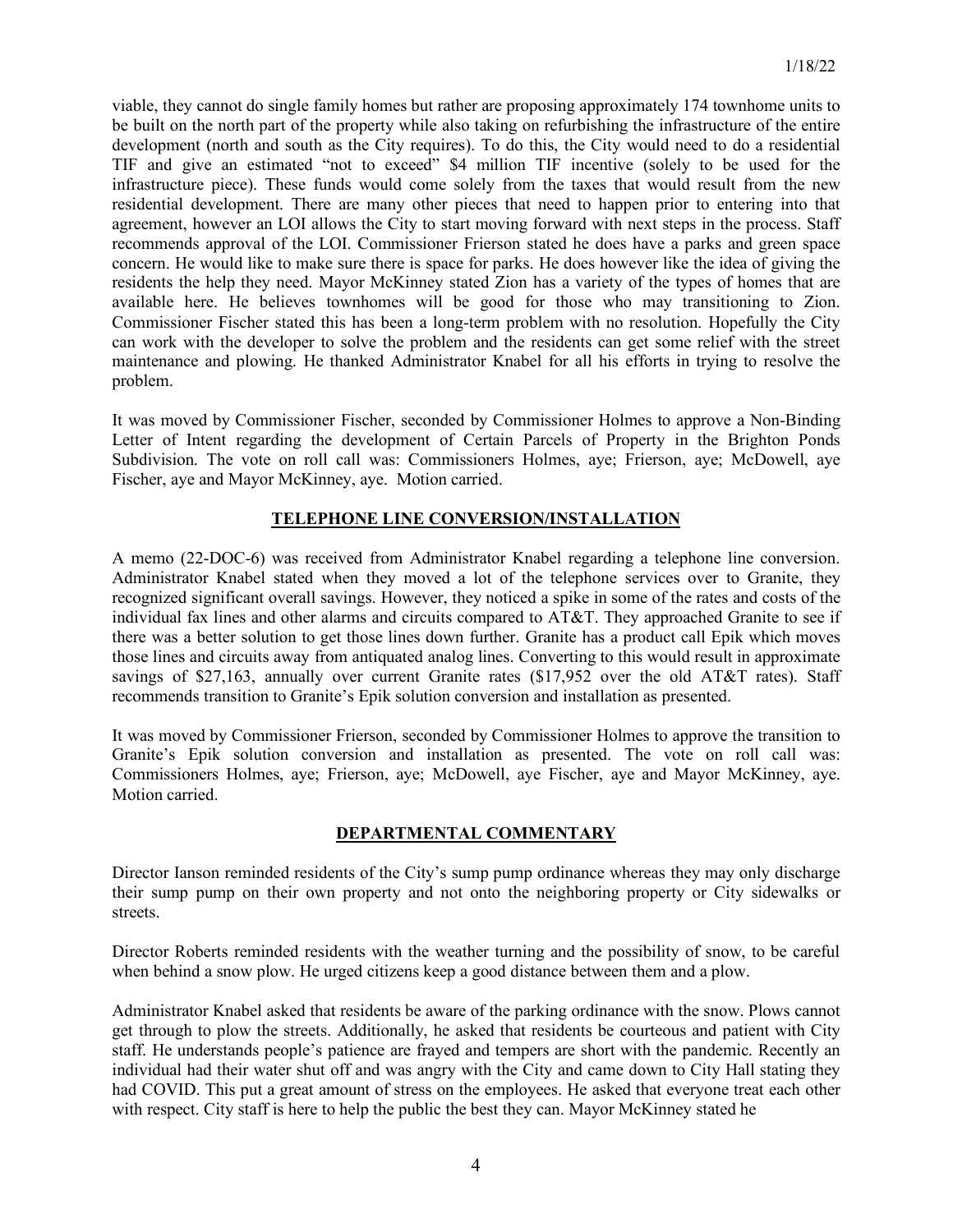viable, they cannot do single family homes but rather are proposing approximately 174 townhome units to be built on the north part of the property while also taking on refurbishing the infrastructure of the entire development (north and south as the City requires). To do this, the City would need to do a residential TIF and give an estimated "not to exceed" $4 million TIF incentive (solely to be used for the infrastructure piece). These funds would come solely from the taxes that would result from the new residential development. There are many other pieces that need to happen prior to entering into that agreement, however an LOI allows the City to start moving forward with next steps in the process. Staff recommends approval of the LOI. Commissioner Frierson stated he does have a parks and green space concern. He would like to make sure there is space for parks. He does however like the idea of giving the residents the help they need. Mayor McKinney stated Zion has a variety of the types of homes that are available here. He believes townhomes will be good for those who may transitioning to Zion. Commissioner Fischer stated this has been a long-term problem with no resolution. Hopefully the City can work with the developer to solve the problem and the residents can get some relief with the street maintenance and plowing. He thanked Administrator Knabel for all his efforts in trying to resolve the problem.

It was moved by Commissioner Fischer, seconded by Commissioner Holmes to approve a Non-Binding Letter of Intent regarding the development of Certain Parcels of Property in the Brighton Ponds Subdivision. The vote on roll call was: Commissioners Holmes, aye; Frierson, aye; McDowell, aye Fischer, aye and Mayor McKinney, aye. Motion carried.

## TELEPHONE LINE CONVERSION/INSTALLATION

A memo (22-DOC-6) was received from Administrator Knabel regarding a telephone line conversion. Administrator Knabel stated when they moved a lot of the telephone services over to Granite, they recognized significant overall savings. However, they noticed a spike in some of the rates and costs of the individual fax lines and other alarms and circuits compared to AT&T. They approached Granite to see if there was a better solution to get those lines down further. Granite has a product call Epik which moves those lines and circuits away from antiquated analog lines. Converting to this would result in approximate savings of $27,163, annually over current Granite rates ($17,952 over the old AT&T rates). Staff recommends transition to Granite's Epik solution conversion and installation as presented.

It was moved by Commissioner Frierson, seconded by Commissioner Holmes to approve the transition to Granite's Epik solution conversion and installation as presented. The vote on roll call was: Commissioners Holmes, aye; Frierson, aye; McDowell, aye Fischer, aye and Mayor McKinney, aye. Motion carried.

## DEPARTMENTAL COMMENTARY

Director Ianson reminded residents of the City's sump pump ordinance whereas they may only discharge their sump pump on their own property and not onto the neighboring property or City sidewalks or streets.

Director Roberts reminded residents with the weather turning and the possibility of snow, to be careful when behind a snow plow. He urged citizens keep a good distance between them and a plow.

Administrator Knabel asked that residents be aware of the parking ordinance with the snow. Plows cannot get through to plow the streets. Additionally, he asked that residents be courteous and patient with City staff. He understands people's patience are frayed and tempers are short with the pandemic. Recently an individual had their water shut off and was angry with the City and came down to City Hall stating they had COVID. This put a great amount of stress on the employees. He asked that everyone treat each other with respect. City staff is here to help the public the best they can. Mayor McKinney stated he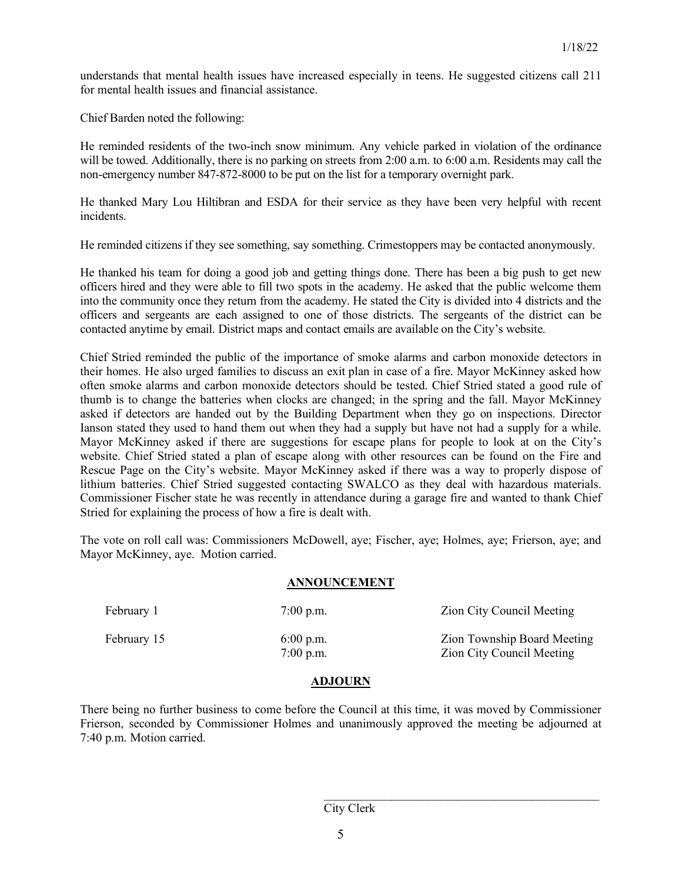understands that mental health issues have increased especially in teens. He suggested citizens call 211 for mental health issues and financial assistance.

Chief Barden noted the following:

He reminded residents of the two-inch snow minimum. Any vehicle parked in violation of the ordinance will be towed. Additionally, there is no parking on streets from 2:00 a.m. to 6:00 a.m. Residents may call the non-emergency number 847-872-8000 to be put on the list for a temporary overnight park.

He thanked Mary Lou Hiltibran and ESDA for their service as they have been very helpful with recent incidents.

He reminded citizens if they see something, say something. Crimestoppers may be contacted anonymously.

He thanked his team for doing a good job and getting things done. There has been a big push to get new officers hired and they were able to fill two spots in the academy. He asked that the public welcome them into the community once they return from the academy. He stated the City is divided into 4 districts and the officers and sergeants are each assigned to one of those districts. The sergeants of the district can be contacted anytime by email. District maps and contact emails are available on the City's website.

Chief Stried reminded the public of the importance of smoke alarms and carbon monoxide detectors in their homes. He also urged families to discuss an exit plan in case of a fire. Mayor McKinney asked how often smoke alarms and carbon monoxide detectors should be tested. Chief Stried stated a good rule of thumb is to change the batteries when clocks are changed; in the spring and the fall. Mayor McKinney asked if detectors are handed out by the Building Department when they go on inspections. Director Ianson stated they used to hand them out when they had a supply but have not had a supply for a while. Mayor McKinney asked if there are suggestions for escape plans for people to look at on the City's website. Chief Stried stated a plan of escape along with other resources can be found on the Fire and Rescue Page on the City's website. Mayor McKinney asked if there was a way to properly dispose of lithium batteries. Chief Stried suggested contacting SWALCO as they deal with hazardous materials. Commissioner Fischer state he was recently in attendance during a garage fire and wanted to thank Chief Stried for explaining the process of how a fire is dealt with.

The vote on roll call was: Commissioners McDowell, aye; Fischer, aye; Holmes, aye; Frierson, aye; and Mayor McKinney, aye. Motion carried.

## ANNOUNCEMENT

| | | |
|---|---|---|
| February 1 | 7:00 p.m. | Zion City Council Meeting |
| February 15 | 6:00 p.m. | Zion Township Board Meeting |
| | 7:00 p.m. | Zion City Council Meeting |

## ADJOURN

There being no further business to come before the Council at this time, it was moved by Commissioner Frierson, seconded by Commissioner Holmes and unanimously approved the meeting be adjourned at 7:40 p.m. Motion carried.

\_\_\_\_\_\_\_\_\_\_\_\_\_\_\_\_\_\_\_\_\_\_\_\_\_\_\_\_\_\_\_\_\_\_\_\_\_\_\_\_

City Clerk